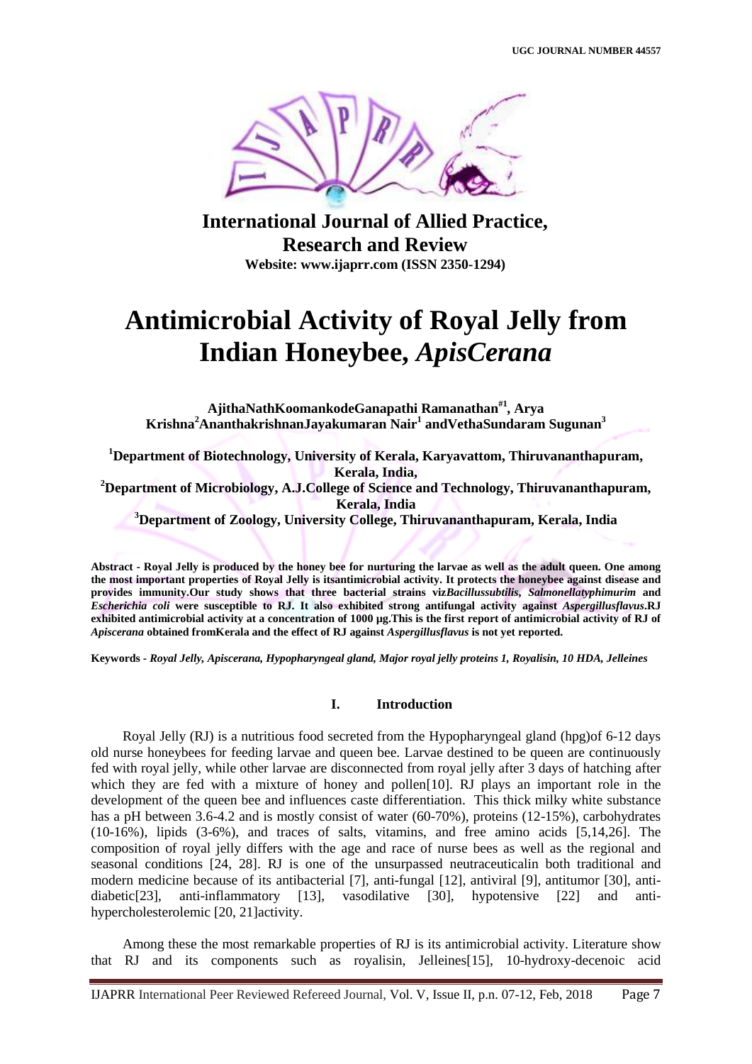# International Journal of Allied Practice, Research and Review

**Website: www.ijaprr.com (ISSN 2350-1294)**

# Antimicrobial Activity of Royal Jelly from Indian Honeybee, *ApisCerana*

**AjithaNathKoomankodeGanapathi Ramanathan[#1], Arya Krishna[2]AnanthakrishnanJayakumaran Nair[1] andVethaSundaram Sugunan[3]**

**[1]Department of Biotechnology, University of Kerala, Karyavattom, Thiruvananthapuram, Kerala, India,**
**[2]Department of Microbiology, A.J.College of Science and Technology, Thiruvananthapuram, Kerala, India**
**[3]Department of Zoology, University College, Thiruvananthapuram, Kerala, India**

**Abstract - Royal Jelly is produced by the honey bee for nurturing the larvae as well as the adult queen. One among the most important properties of Royal Jelly is itsantimicrobial activity. It protects the honeybee against disease and provides immunity.Our study shows that three bacterial strains viz*Bacillussubtilis, Salmonellatyphimurim* and *Escherichia coli* were susceptible to RJ. It also exhibited strong antifungal activity against *Aspergillusflavus*.RJ exhibited antimicrobial activity at a concentration of 1000 µg.This is the first report of antimicrobial activity of RJ of *Apiscerana* obtained fromKerala and the effect of RJ against *Aspergillusflavus* is not yet reported.**

**Keywords -** ***Royal Jelly, Apiscerana, Hypopharyngeal gland, Major royal jelly proteins 1, Royalisin, 10 HDA, Jelleines***

## I. Introduction

Royal Jelly (RJ) is a nutritious food secreted from the Hypopharyngeal gland (hpg)of 6-12 days old nurse honeybees for feeding larvae and queen bee. Larvae destined to be queen are continuously fed with royal jelly, while other larvae are disconnected from royal jelly after 3 days of hatching after which they are fed with a mixture of honey and pollen[10]. RJ plays an important role in the development of the queen bee and influences caste differentiation. This thick milky white substance has a pH between 3.6-4.2 and is mostly consist of water (60-70%), proteins (12-15%), carbohydrates (10-16%), lipids (3-6%), and traces of salts, vitamins, and free amino acids [5,14,26]. The composition of royal jelly differs with the age and race of nurse bees as well as the regional and seasonal conditions [24, 28]. RJ is one of the unsurpassed neutraceuticalin both traditional and modern medicine because of its antibacterial [7], anti-fungal [12], antiviral [9], antitumor [30], anti-diabetic[23], anti-inflammatory [13], vasodilative [30], hypotensive [22] and anti-hypercholesterolemic [20, 21]activity.

Among these the most remarkable properties of RJ is its antimicrobial activity. Literature show that RJ and its components such as royalisin, Jelleines[15], 10-hydroxy-decenoic acid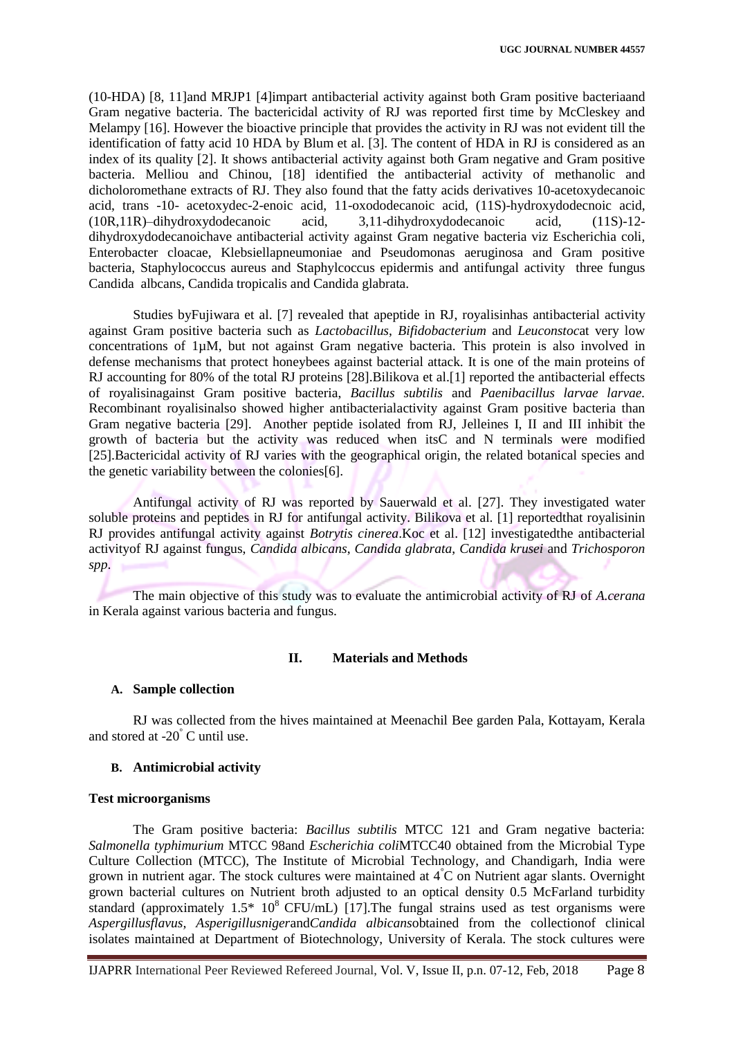(10-HDA) [8, 11]and MRJP1 [4]impart antibacterial activity against both Gram positive bacteriaand Gram negative bacteria. The bactericidal activity of RJ was reported first time by McCleskey and Melampy [16]. However the bioactive principle that provides the activity in RJ was not evident till the identification of fatty acid 10 HDA by Blum et al. [3]. The content of HDA in RJ is considered as an index of its quality [2]. It shows antibacterial activity against both Gram negative and Gram positive bacteria. Melliou and Chinou, [18] identified the antibacterial activity of methanolic and dicholoromethane extracts of RJ. They also found that the fatty acids derivatives 10-acetoxydecanoic acid, trans -10- acetoxydec-2-enoic acid, 11-oxododecanoic acid, (11S)-hydroxydodecnoic acid, (10R,11R)–dihydroxydodecanoic acid, 3,11-dihydroxydodecanoic acid, (11S)-12-dihydroxydodecanoichave antibacterial activity against Gram negative bacteria viz Escherichia coli, Enterobacter cloacae, Klebsiellapneumoniae and Pseudomonas aeruginosa and Gram positive bacteria, Staphylococcus aureus and Staphylcoccus epidermis and antifungal activity three fungus Candida albcans, Candida tropicalis and Candida glabrata.

Studies byFujiwara et al. [7] revealed that apeptide in RJ, royalisinhas antibacterial activity against Gram positive bacteria such as *Lactobacillus*, *Bifidobacterium* and *Leuconstoc*at very low concentrations of 1μM, but not against Gram negative bacteria. This protein is also involved in defense mechanisms that protect honeybees against bacterial attack. It is one of the main proteins of RJ accounting for 80% of the total RJ proteins [28].Bilikova et al.[1] reported the antibacterial effects of royalisinagainst Gram positive bacteria, *Bacillus subtilis* and *Paenibacillus larvae larvae.* Recombinant royalisinalso showed higher antibacterialactivity against Gram positive bacteria than Gram negative bacteria [29]. Another peptide isolated from RJ, Jelleines I, II and III inhibit the growth of bacteria but the activity was reduced when itsC and N terminals were modified [25].Bactericidal activity of RJ varies with the geographical origin, the related botanical species and the genetic variability between the colonies[6].

Antifungal activity of RJ was reported by Sauerwald et al. [27]. They investigated water soluble proteins and peptides in RJ for antifungal activity. Bilikova et al. [1] reportedthat royalisinin RJ provides antifungal activity against *Botrytis cinerea*.Koc et al. [12] investigatedthe antibacterial activityof RJ against fungus, *Candida albicans*, *Candida glabrata*, *Candida krusei* and *Trichosporon spp*.

The main objective of this study was to evaluate the antimicrobial activity of RJ of *A.cerana* in Kerala against various bacteria and fungus.

## II. Materials and Methods

### A. Sample collection

RJ was collected from the hives maintained at Meenachil Bee garden Pala, Kottayam, Kerala and stored at -20° C until use.

### B. Antimicrobial activity

**Test microorganisms**

The Gram positive bacteria: *Bacillus subtilis* MTCC 121 and Gram negative bacteria: *Salmonella typhimurium* MTCC 98and *Escherichia coli*MTCC40 obtained from the Microbial Type Culture Collection (MTCC), The Institute of Microbial Technology, and Chandigarh, India were grown in nutrient agar. The stock cultures were maintained at 4°C on Nutrient agar slants. Overnight grown bacterial cultures on Nutrient broth adjusted to an optical density 0.5 McFarland turbidity standard (approximately $1.5 * 10^8$ CFU/mL) [17].The fungal strains used as test organisms were *Aspergillusflavus*, *Asperigillusniger*and*Candida albicans*obtained from the collectionof clinical isolates maintained at Department of Biotechnology, University of Kerala. The stock cultures were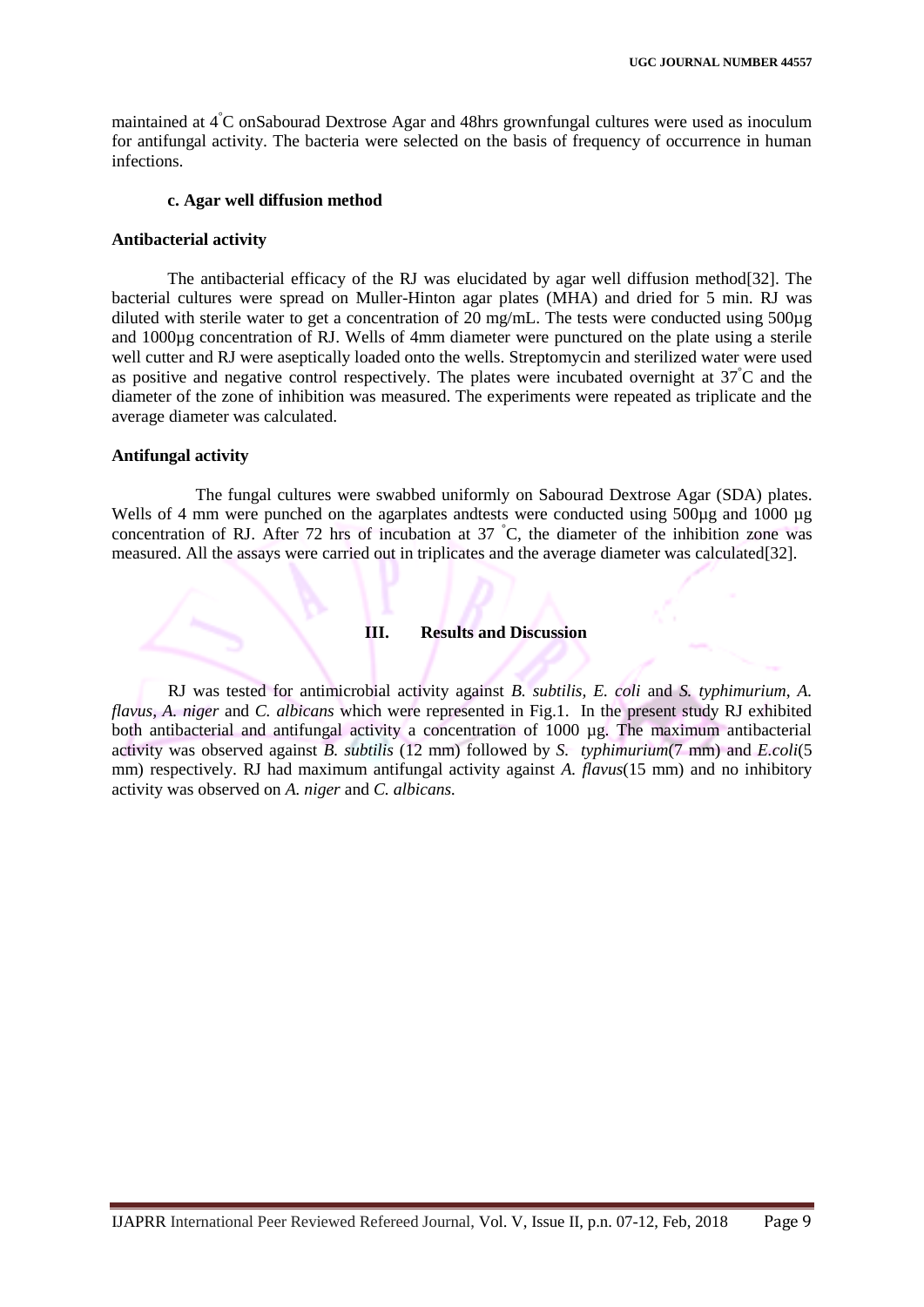maintained at 4°C onSabourad Dextrose Agar and 48hrs grownfungal cultures were used as inoculum for antifungal activity. The bacteria were selected on the basis of frequency of occurrence in human infections.

### c. Agar well diffusion method

**Antibacterial activity**

The antibacterial efficacy of the RJ was elucidated by agar well diffusion method[32]. The bacterial cultures were spread on Muller-Hinton agar plates (MHA) and dried for 5 min. RJ was diluted with sterile water to get a concentration of 20 mg/mL. The tests were conducted using 500µg and 1000µg concentration of RJ. Wells of 4mm diameter were punctured on the plate using a sterile well cutter and RJ were aseptically loaded onto the wells. Streptomycin and sterilized water were used as positive and negative control respectively. The plates were incubated overnight at 37°C and the diameter of the zone of inhibition was measured. The experiments were repeated as triplicate and the average diameter was calculated.

**Antifungal activity**

The fungal cultures were swabbed uniformly on Sabourad Dextrose Agar (SDA) plates. Wells of 4 mm were punched on the agarplates andtests were conducted using 500µg and 1000 µg concentration of RJ. After 72 hrs of incubation at 37 °C, the diameter of the inhibition zone was measured. All the assays were carried out in triplicates and the average diameter was calculated[32].

## III. Results and Discussion

RJ was tested for antimicrobial activity against *B. subtilis, E. coli* and *S. typhimurium*, *A. flavus, A. niger* and *C. albicans* which were represented in Fig.1. In the present study RJ exhibited both antibacterial and antifungal activity a concentration of 1000 µg. The maximum antibacterial activity was observed against *B. subtilis* (12 mm) followed by *S. typhimurium*(7 mm) and *E.coli*(5 mm) respectively. RJ had maximum antifungal activity against *A. flavus*(15 mm) and no inhibitory activity was observed on *A. niger* and *C. albicans.*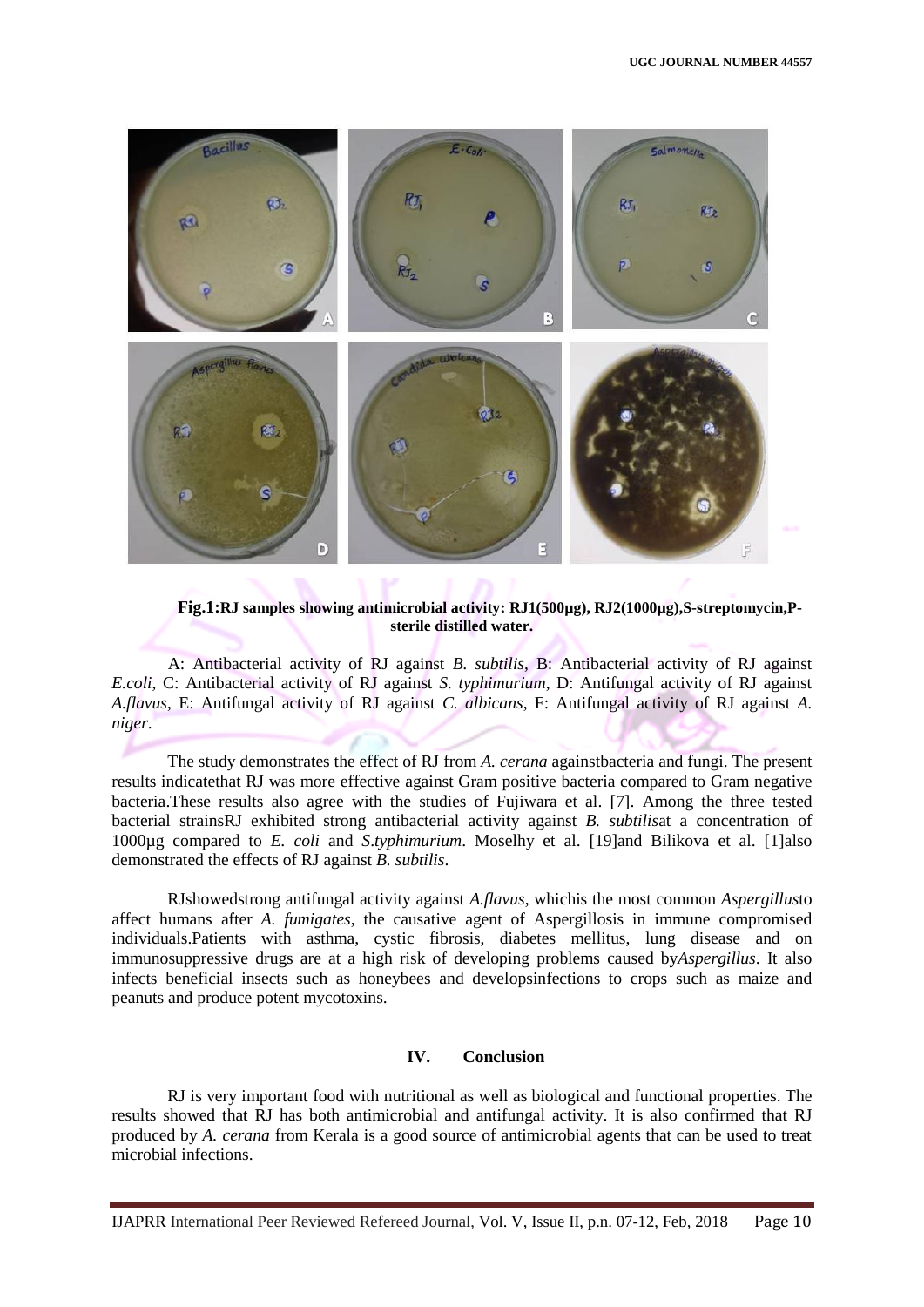**Fig.1:RJ samples showing antimicrobial activity: RJ1(500µg), RJ2(1000µg),S-streptomycin,P-sterile distilled water.**

A: Antibacterial activity of RJ against *B. subtilis*, B: Antibacterial activity of RJ against *E.coli*, C: Antibacterial activity of RJ against *S. typhimurium*, D: Antifungal activity of RJ against *A.flavus*, E: Antifungal activity of RJ against *C. albicans*, F: Antifungal activity of RJ against *A. niger*.

The study demonstrates the effect of RJ from *A. cerana* againstbacteria and fungi. The present results indicatethat RJ was more effective against Gram positive bacteria compared to Gram negative bacteria.These results also agree with the studies of Fujiwara et al. [7]. Among the three tested bacterial strainsRJ exhibited strong antibacterial activity against *B. subtilis*at a concentration of 1000µg compared to *E. coli* and *S.typhimurium*. Moselhy et al. [19]and Bilikova et al. [1]also demonstrated the effects of RJ against *B. subtilis*.

RJshowedstrong antifungal activity against *A.flavus*, whichis the most common *Aspergillus*to affect humans after *A. fumigates*, the causative agent of Aspergillosis in immune compromised individuals.Patients with asthma, cystic fibrosis, diabetes mellitus, lung disease and on immunosuppressive drugs are at a high risk of developing problems caused by*Aspergillus*. It also infects beneficial insects such as honeybees and developsinfections to crops such as maize and peanuts and produce potent mycotoxins.

## IV. Conclusion

RJ is very important food with nutritional as well as biological and functional properties. The results showed that RJ has both antimicrobial and antifungal activity. It is also confirmed that RJ produced by *A. cerana* from Kerala is a good source of antimicrobial agents that can be used to treat microbial infections.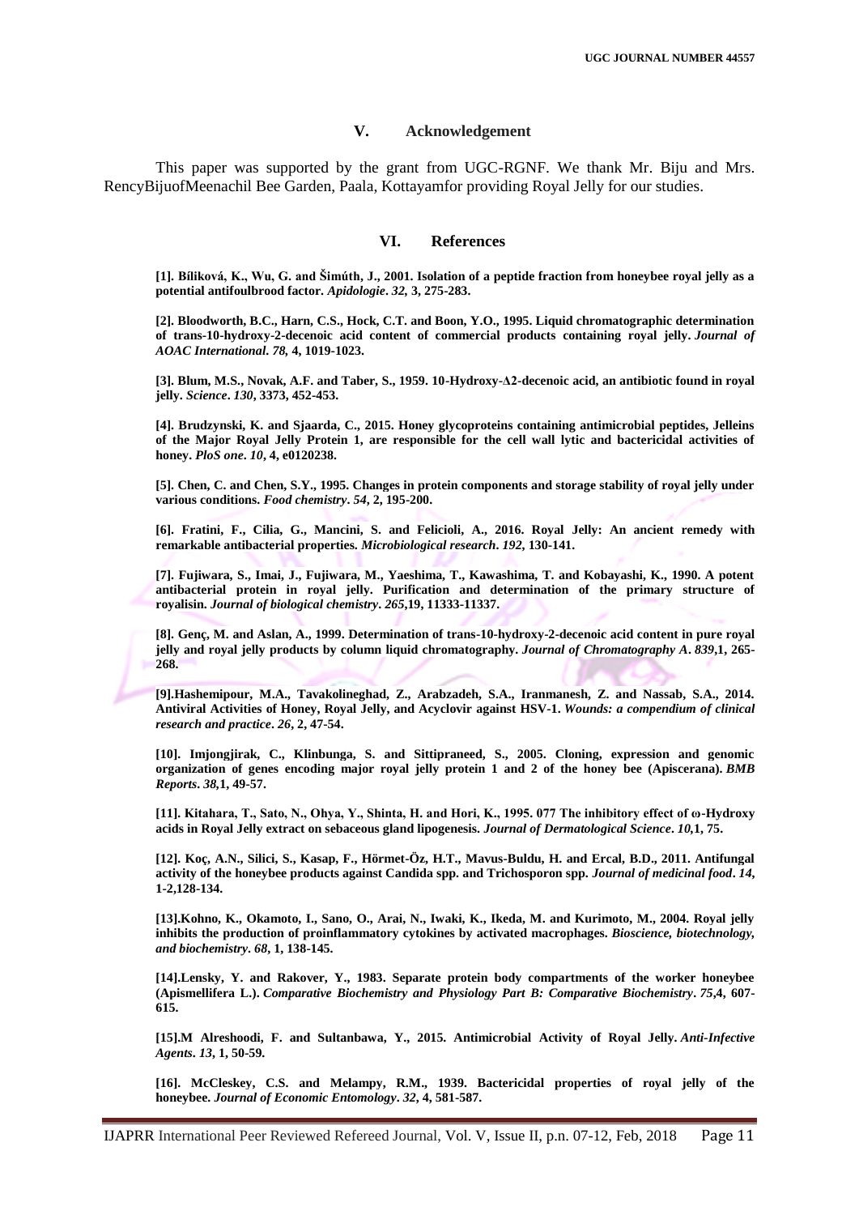## V. Acknowledgement

This paper was supported by the grant from UGC-RGNF. We thank Mr. Biju and Mrs. RencyBijuofMeenachil Bee Garden, Paala, Kottayamfor providing Royal Jelly for our studies.

## VI. References

**[1]. Bíliková, K., Wu, G. and Šimúth, J., 2001. Isolation of a peptide fraction from honeybee royal jelly as a potential antifoulbrood factor. *Apidologie*. *32*, 3, 275-283.**

**[2]. Bloodworth, B.C., Harn, C.S., Hock, C.T. and Boon, Y.O., 1995. Liquid chromatographic determination of trans-10-hydroxy-2-decenoic acid content of commercial products containing royal jelly. *Journal of AOAC International*. *78*, 4, 1019-1023.**

**[3]. Blum, M.S., Novak, A.F. and Taber, S., 1959. 10-Hydroxy-Δ2-decenoic acid, an antibiotic found in royal jelly. *Science*. *130*, 3373, 452-453.**

**[4]. Brudzynski, K. and Sjaarda, C., 2015. Honey glycoproteins containing antimicrobial peptides, Jelleins of the Major Royal Jelly Protein 1, are responsible for the cell wall lytic and bactericidal activities of honey. *PloS one*. *10*, 4, e0120238.**

**[5]. Chen, C. and Chen, S.Y., 1995. Changes in protein components and storage stability of royal jelly under various conditions. *Food chemistry*. *54*, 2, 195-200.**

**[6]. Fratini, F., Cilia, G., Mancini, S. and Felicioli, A., 2016. Royal Jelly: An ancient remedy with remarkable antibacterial properties. *Microbiological research*. *192*, 130-141.**

**[7]. Fujiwara, S., Imai, J., Fujiwara, M., Yaeshima, T., Kawashima, T. and Kobayashi, K., 1990. A potent antibacterial protein in royal jelly. Purification and determination of the primary structure of royalisin. *Journal of biological chemistry*. *265*,19, 11333-11337.**

**[8]. Genç, M. and Aslan, A., 1999. Determination of trans-10-hydroxy-2-decenoic acid content in pure royal jelly and royal jelly products by column liquid chromatography. *Journal of Chromatography A*. *839*,1, 265-268.**

**[9].Hashemipour, M.A., Tavakolineghad, Z., Arabzadeh, S.A., Iranmanesh, Z. and Nassab, S.A., 2014. Antiviral Activities of Honey, Royal Jelly, and Acyclovir against HSV-1. *Wounds: a compendium of clinical research and practice*. *26*, 2, 47-54.**

**[10]. Imjongjirak, C., Klinbunga, S. and Sittipraneed, S., 2005. Cloning, expression and genomic organization of genes encoding major royal jelly protein 1 and 2 of the honey bee (Apiscerana). *BMB Reports*. *38*,1, 49-57.**

**[11]. Kitahara, T., Sato, N., Ohya, Y., Shinta, H. and Hori, K., 1995. 077 The inhibitory effect of ω-Hydroxy acids in Royal Jelly extract on sebaceous gland lipogenesis. *Journal of Dermatological Science*. *10*,1, 75.**

**[12]. Koç, A.N., Silici, S., Kasap, F., Hörmet-Öz, H.T., Mavus-Buldu, H. and Ercal, B.D., 2011. Antifungal activity of the honeybee products against Candida spp. and Trichosporon spp. *Journal of medicinal food*. *14*, 1-2,128-134.**

**[13].Kohno, K., Okamoto, I., Sano, O., Arai, N., Iwaki, K., Ikeda, M. and Kurimoto, M., 2004. Royal jelly inhibits the production of proinflammatory cytokines by activated macrophages. *Bioscience, biotechnology, and biochemistry*. *68*, 1, 138-145.**

**[14].Lensky, Y. and Rakover, Y., 1983. Separate protein body compartments of the worker honeybee (Apismellifera L.). *Comparative Biochemistry and Physiology Part B: Comparative Biochemistry*. *75*,4, 607-615.**

**[15].M Alreshoodi, F. and Sultanbawa, Y., 2015. Antimicrobial Activity of Royal Jelly. *Anti-Infective Agents*. *13*, 1, 50-59.**

**[16]. McCleskey, C.S. and Melampy, R.M., 1939. Bactericidal properties of royal jelly of the honeybee. *Journal of Economic Entomology*. *32*, 4, 581-587.**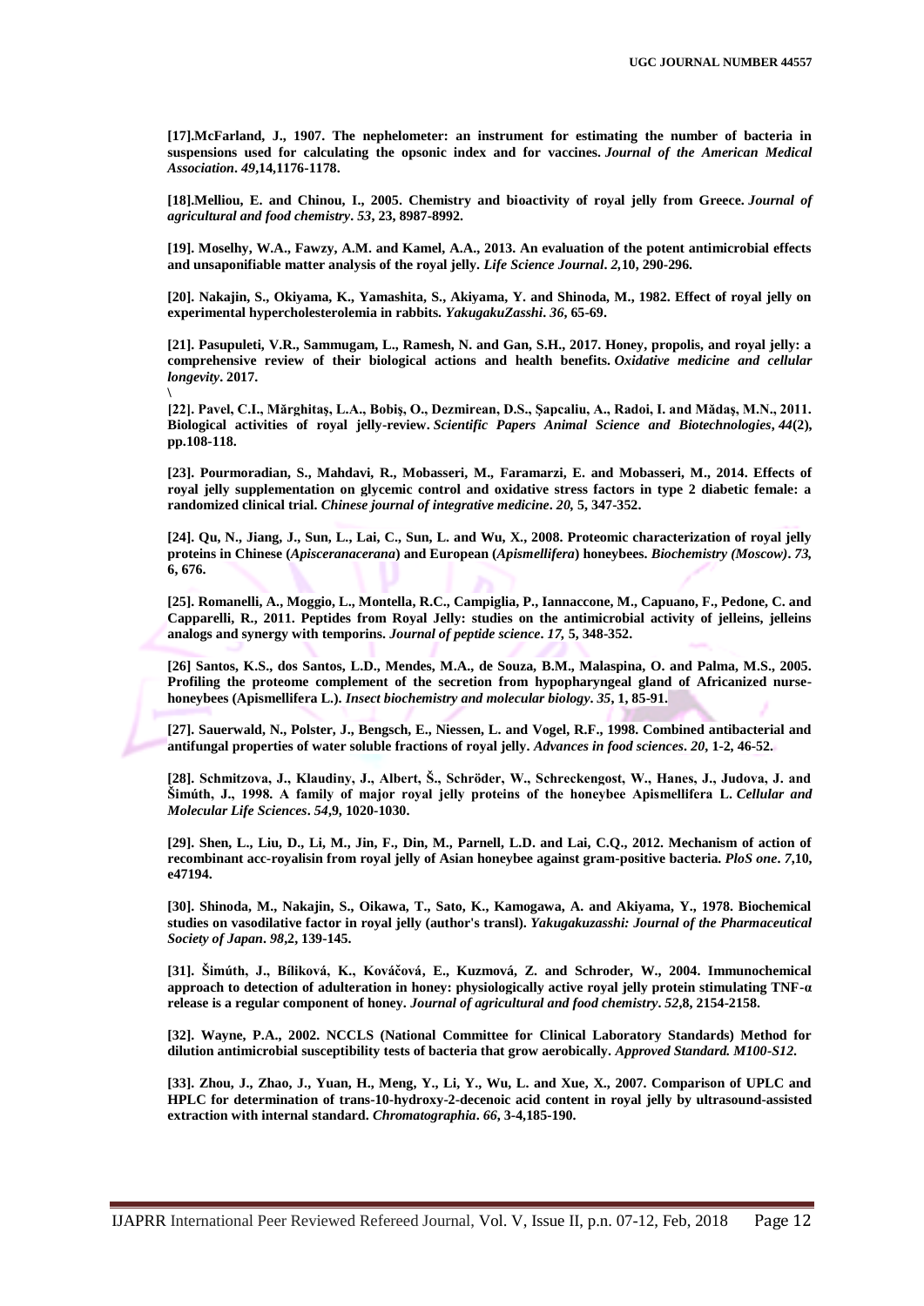**[17].McFarland, J., 1907. The nephelometer: an instrument for estimating the number of bacteria in suspensions used for calculating the opsonic index and for vaccines. *Journal of the American Medical Association*. *49*,14,1176-1178.**

**[18].Melliou, E. and Chinou, I., 2005. Chemistry and bioactivity of royal jelly from Greece. *Journal of agricultural and food chemistry*. *53*, 23, 8987-8992.**

**[19]. Moselhy, W.A., Fawzy, A.M. and Kamel, A.A., 2013. An evaluation of the potent antimicrobial effects and unsaponifiable matter analysis of the royal jelly. *Life Science Journal*. *2*,10, 290-296.**

**[20]. Nakajin, S., Okiyama, K., Yamashita, S., Akiyama, Y. and Shinoda, M., 1982. Effect of royal jelly on experimental hypercholesterolemia in rabbits. *YakugakuZasshi*. *36*, 65-69.**

**[21]. Pasupuleti, V.R., Sammugam, L., Ramesh, N. and Gan, S.H., 2017. Honey, propolis, and royal jelly: a comprehensive review of their biological actions and health benefits. *Oxidative medicine and cellular longevity*. 2017.**

**\**

**[22]. Pavel, C.I., Mărghitaş, L.A., Bobiş, O., Dezmirean, D.S., Şapcaliu, A., Radoi, I. and Mădaş, M.N., 2011. Biological activities of royal jelly-review. *Scientific Papers Animal Science and Biotechnologies*, *44*(2), pp.108-118.**

**[23]. Pourmoradian, S., Mahdavi, R., Mobasseri, M., Faramarzi, E. and Mobasseri, M., 2014. Effects of royal jelly supplementation on glycemic control and oxidative stress factors in type 2 diabetic female: a randomized clinical trial. *Chinese journal of integrative medicine*. *20*, 5, 347-352.**

**[24]. Qu, N., Jiang, J., Sun, L., Lai, C., Sun, L. and Wu, X., 2008. Proteomic characterization of royal jelly proteins in Chinese (*Apisceranacerana*) and European (*Apismellifera*) honeybees. *Biochemistry (Moscow)*. *73*, 6, 676.**

**[25]. Romanelli, A., Moggio, L., Montella, R.C., Campiglia, P., Iannaccone, M., Capuano, F., Pedone, C. and Capparelli, R., 2011. Peptides from Royal Jelly: studies on the antimicrobial activity of jelleins, jelleins analogs and synergy with temporins. *Journal of peptide science*. *17*, 5, 348-352.**

**[26] Santos, K.S., dos Santos, L.D., Mendes, M.A., de Souza, B.M., Malaspina, O. and Palma, M.S., 2005. Profiling the proteome complement of the secretion from hypopharyngeal gland of Africanized nurse-honeybees (Apismellifera L.). *Insect biochemistry and molecular biology*. *35*, 1, 85-91.**

**[27]. Sauerwald, N., Polster, J., Bengsch, E., Niessen, L. and Vogel, R.F., 1998. Combined antibacterial and antifungal properties of water soluble fractions of royal jelly. *Advances in food sciences*. *20*, 1-2, 46-52.**

**[28]. Schmitzova, J., Klaudiny, J., Albert, Š., Schröder, W., Schreckengost, W., Hanes, J., Judova, J. and Šimúth, J., 1998. A family of major royal jelly proteins of the honeybee Apismellifera L. *Cellular and Molecular Life Sciences*. *54*,9, 1020-1030.**

**[29]. Shen, L., Liu, D., Li, M., Jin, F., Din, M., Parnell, L.D. and Lai, C.Q., 2012. Mechanism of action of recombinant acc-royalisin from royal jelly of Asian honeybee against gram-positive bacteria. *PloS one*. *7*,10, e47194.**

**[30]. Shinoda, M., Nakajin, S., Oikawa, T., Sato, K., Kamogawa, A. and Akiyama, Y., 1978. Biochemical studies on vasodilative factor in royal jelly (author's transl). *Yakugakuzasshi: Journal of the Pharmaceutical Society of Japan*. *98*,2, 139-145.**

**[31]. Šimúth, J., Bíliková, K., Kováčová, E., Kuzmová, Z. and Schroder, W., 2004. Immunochemical approach to detection of adulteration in honey: physiologically active royal jelly protein stimulating TNF-α release is a regular component of honey. *Journal of agricultural and food chemistry*. *52*,8, 2154-2158.**

**[32]. Wayne, P.A., 2002. NCCLS (National Committee for Clinical Laboratory Standards) Method for dilution antimicrobial susceptibility tests of bacteria that grow aerobically. *Approved Standard. M100-S12*.**

**[33]. Zhou, J., Zhao, J., Yuan, H., Meng, Y., Li, Y., Wu, L. and Xue, X., 2007. Comparison of UPLC and HPLC for determination of trans-10-hydroxy-2-decenoic acid content in royal jelly by ultrasound-assisted extraction with internal standard. *Chromatographia*. *66*, 3-4,185-190.**